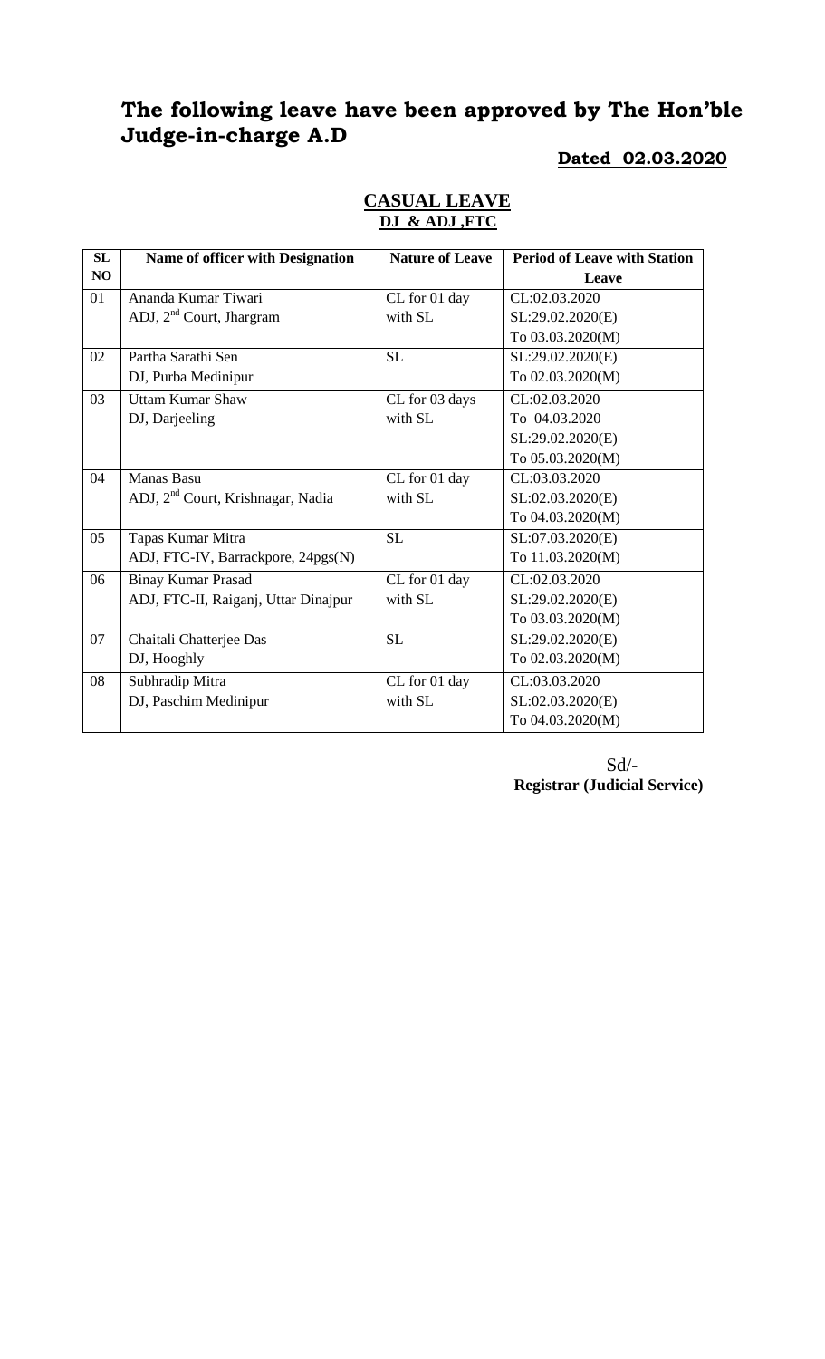# The following leave have been approved by The Hon'ble Judge-in-charge A.D

**Dated 02.03.2020**

**CASUAL LEAVE**
**DJ & ADJ ,FTC**

| SL NO | Name of officer with Designation | Nature of Leave | Period of Leave with Station Leave |
|---|---|---|---|
| 01 | Ananda Kumar Tiwari<br>ADJ, 2nd Court, Jhargram | CL for 01 day with SL | CL:02.03.2020<br>SL:29.02.2020(E)<br>To 03.03.2020(M) |
| 02 | Partha Sarathi Sen<br>DJ, Purba Medinipur | SL | SL:29.02.2020(E)<br>To 02.03.2020(M) |
| 03 | Uttam Kumar Shaw<br>DJ, Darjeeling | CL for 03 days with SL | CL:02.03.2020<br>To 04.03.2020<br>SL:29.02.2020(E)<br>To 05.03.2020(M) |
| 04 | Manas Basu<br>ADJ, 2nd Court, Krishnagar, Nadia | CL for 01 day with SL | CL:03.03.2020<br>SL:02.03.2020(E)<br>To 04.03.2020(M) |
| 05 | Tapas Kumar Mitra<br>ADJ, FTC-IV, Barrackpore, 24pgs(N) | SL | SL:07.03.2020(E)<br>To 11.03.2020(M) |
| 06 | Binay Kumar Prasad<br>ADJ, FTC-II, Raiganj, Uttar Dinajpur | CL for 01 day with SL | CL:02.03.2020<br>SL:29.02.2020(E)<br>To 03.03.2020(M) |
| 07 | Chaitali Chatterjee Das<br>DJ, Hooghly | SL | SL:29.02.2020(E)<br>To 02.03.2020(M) |
| 08 | Subhradip Mitra<br>DJ, Paschim Medinipur | CL for 01 day with SL | CL:03.03.2020<br>SL:02.03.2020(E)<br>To 04.03.2020(M) |

Sd/-
**Registrar (Judicial Service)**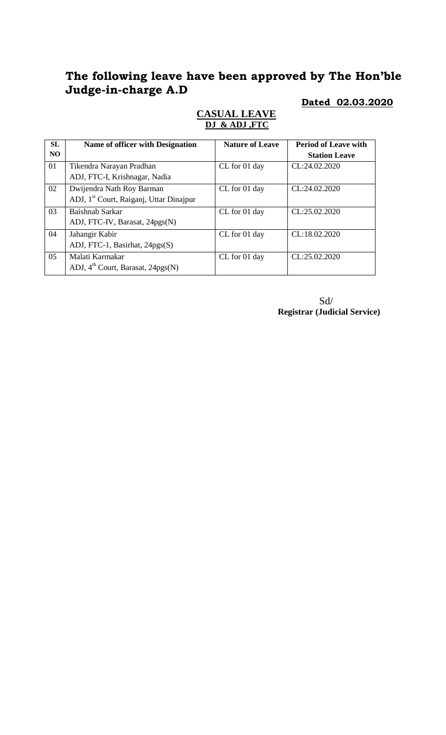# The following leave have been approved by The Hon'ble Judge-in-charge A.D

**Dated 02.03.2020**

## CASUAL LEAVE

**DJ & ADJ ,FTC**

| SL NO | Name of officer with Designation | Nature of Leave | Period of Leave with Station Leave |
|---|---|---|---|
| 01 | Tikendra Narayan Pradhan<br>ADJ, FTC-I, Krishnagar, Nadia | CL for 01 day | CL:24.02.2020 |
| 02 | Dwijendra Nath Roy Barman<br>ADJ, 1st Court, Raiganj, Uttar Dinajpur | CL for 01 day | CL:24.02.2020 |
| 03 | Baishnab Sarkar<br>ADJ, FTC-IV, Barasat, 24pgs(N) | CL for 01 day | CL:25.02.2020 |
| 04 | Jahangir Kabir<br>ADJ, FTC-1, Basirhat, 24pgs(S) | CL for 01 day | CL:18.02.2020 |
| 05 | Malati Karmakar<br>ADJ, 4th Court, Barasat, 24pgs(N) | CL for 01 day | CL:25.02.2020 |

Sd/
**Registrar (Judicial Service)**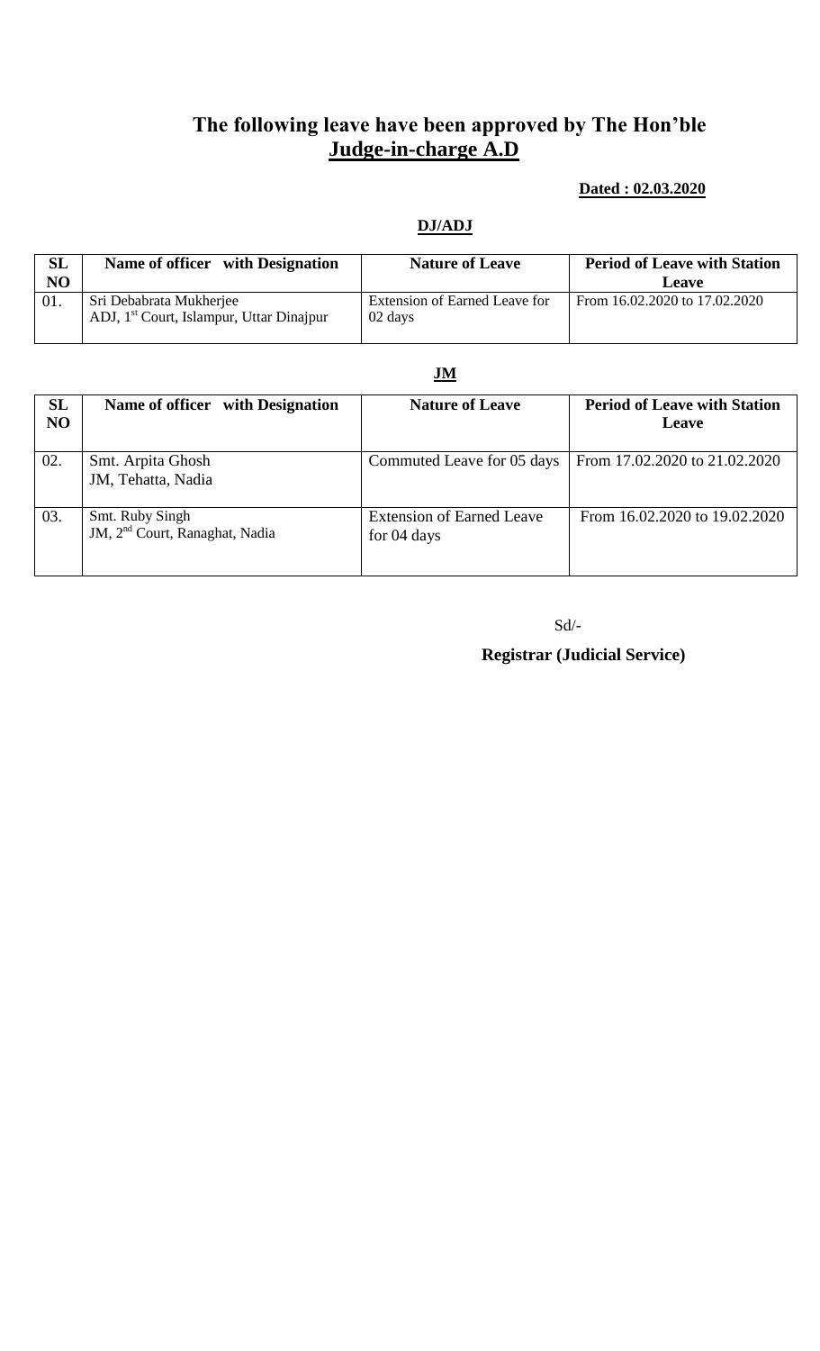# The following leave have been approved by The Hon'ble **Judge-in-charge A.D**

**Dated : 02.03.2020**

**DJ/ADJ**

| SL NO | Name of officer with Designation | Nature of Leave | Period of Leave with Station Leave |
|---|---|---|---|
| 01. | Sri Debabrata Mukherjee<br>ADJ, 1st Court, Islampur, Uttar Dinajpur | Extension of Earned Leave for 02 days | From 16.02.2020 to 17.02.2020 |

**JM**

| SL NO | Name of officer with Designation | Nature of Leave | Period of Leave with Station Leave |
|---|---|---|---|
| 02. | Smt. Arpita Ghosh<br>JM, Tehatta, Nadia | Commuted Leave for 05 days | From 17.02.2020 to 21.02.2020 |
| 03. | Smt. Ruby Singh<br>JM, 2nd Court, Ranaghat, Nadia | Extension of Earned Leave for 04 days | From 16.02.2020 to 19.02.2020 |

Sd/-

**Registrar (Judicial Service)**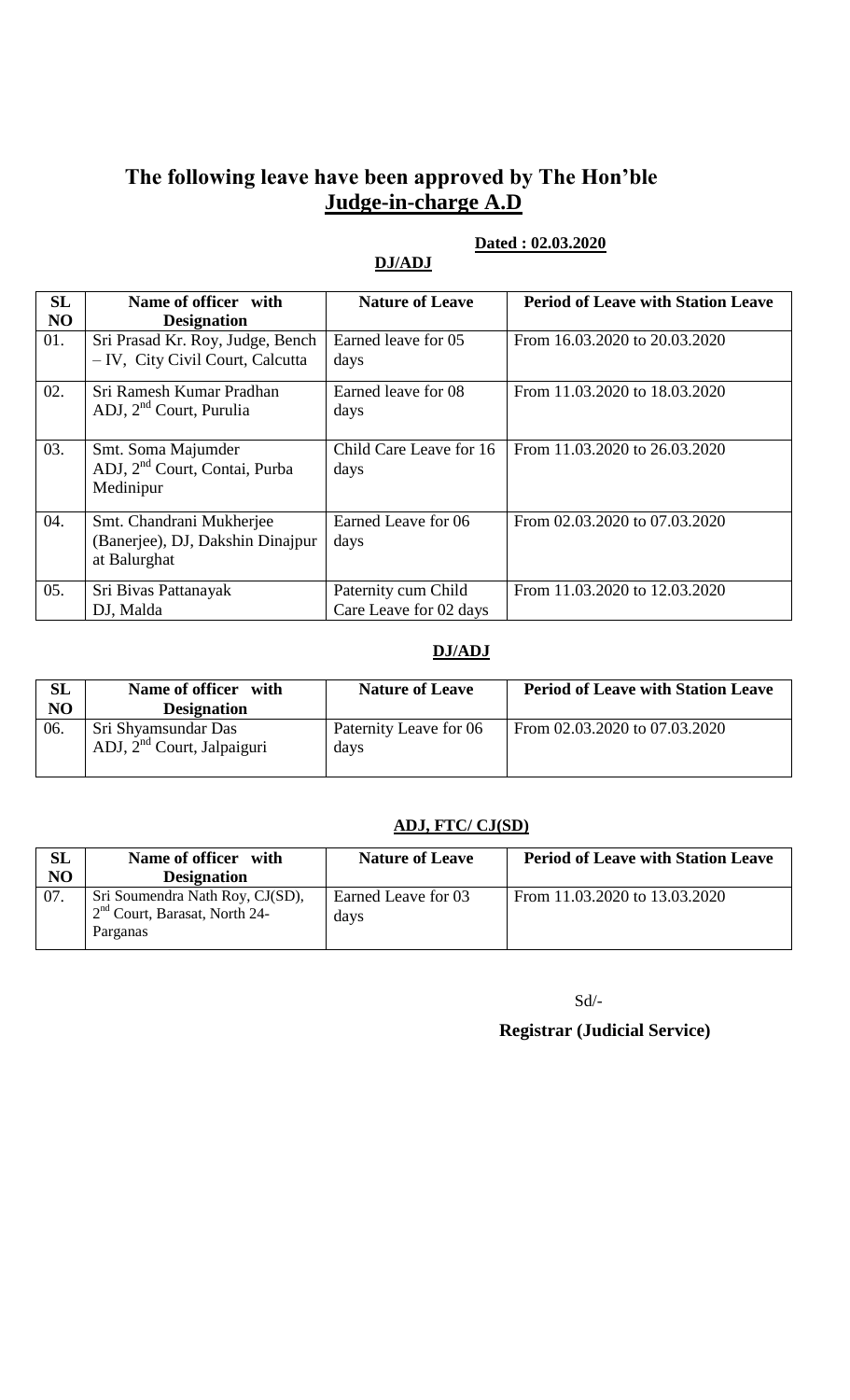# The following leave have been approved by The Hon'ble Judge-in-charge A.D

**Dated : 02.03.2020**

**DJ/ADJ**

| SL NO | Name of officer with Designation | Nature of Leave | Period of Leave with Station Leave |
|---|---|---|---|
| 01. | Sri Prasad Kr. Roy, Judge, Bench – IV, City Civil Court, Calcutta | Earned leave for 05 days | From 16.03.2020 to 20.03.2020 |
| 02. | Sri Ramesh Kumar Pradhan ADJ, 2nd Court, Purulia | Earned leave for 08 days | From 11.03.2020 to 18.03.2020 |
| 03. | Smt. Soma Majumder ADJ, 2nd Court, Contai, Purba Medinipur | Child Care Leave for 16 days | From 11.03.2020 to 26.03.2020 |
| 04. | Smt. Chandrani Mukherjee (Banerjee), DJ, Dakshin Dinajpur at Balurghat | Earned Leave for 06 days | From 02.03.2020 to 07.03.2020 |
| 05. | Sri Bivas Pattanayak DJ, Malda | Paternity cum Child Care Leave for 02 days | From 11.03.2020 to 12.03.2020 |

**DJ/ADJ**

| SL NO | Name of officer with Designation | Nature of Leave | Period of Leave with Station Leave |
|---|---|---|---|
| 06. | Sri Shyamsundar Das ADJ, 2nd Court, Jalpaiguri | Paternity Leave for 06 days | From 02.03.2020 to 07.03.2020 |

**ADJ, FTC/ CJ(SD)**

| SL NO | Name of officer with Designation | Nature of Leave | Period of Leave with Station Leave |
|---|---|---|---|
| 07. | Sri Soumendra Nath Roy, CJ(SD), 2nd Court, Barasat, North 24-Parganas | Earned Leave for 03 days | From 11.03.2020 to 13.03.2020 |

Sd/-

**Registrar (Judicial Service)**